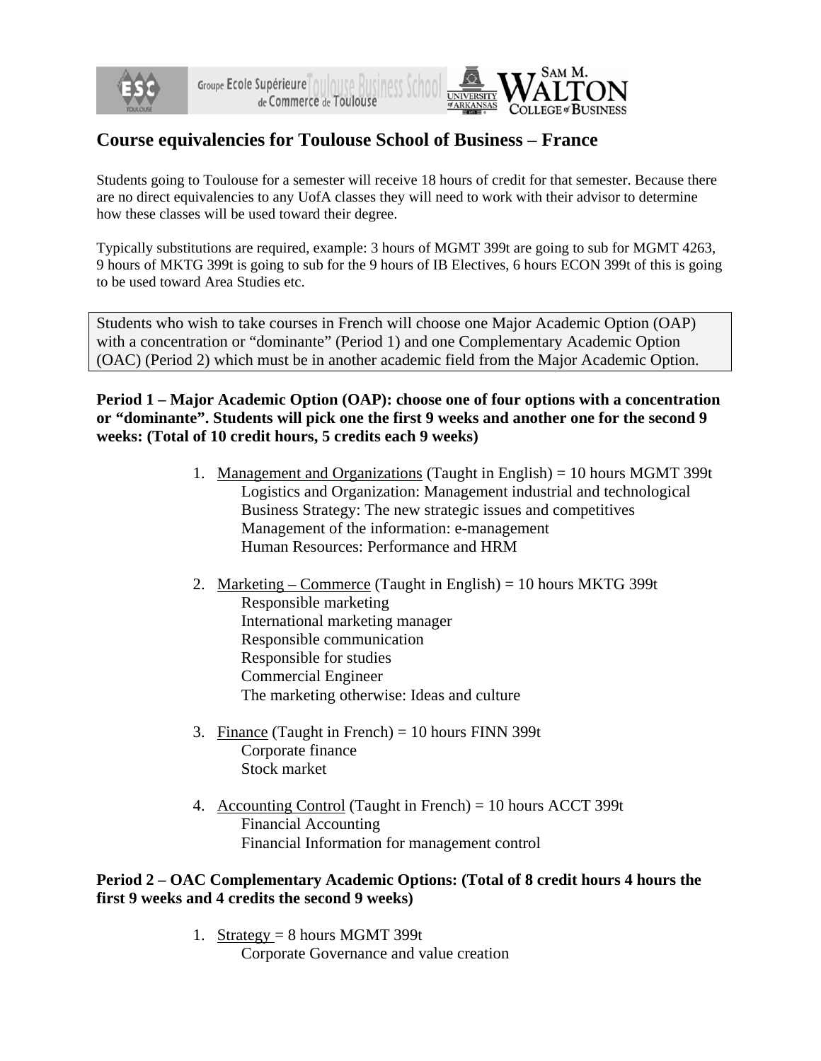# Course equivalencies for Toulouse School of Business – France

Students going to Toulouse for a semester will receive 18 hours of credit for that semester. Because there are no direct equivalencies to any UofA classes they will need to work with their advisor to determine how these classes will be used toward their degree.

Typically substitutions are required, example: 3 hours of MGMT 399t are going to sub for MGMT 4263, 9 hours of MKTG 399t is going to sub for the 9 hours of IB Electives, 6 hours ECON 399t of this is going to be used toward Area Studies etc.

> Students who wish to take courses in French will choose one Major Academic Option (OAP) with a concentration or "dominante" (Period 1) and one Complementary Academic Option (OAC) (Period 2) which must be in another academic field from the Major Academic Option.

**Period 1 – Major Academic Option (OAP): choose one of four options with a concentration or "dominante". Students will pick one the first 9 weeks and another one for the second 9 weeks: (Total of 10 credit hours, 5 credits each 9 weeks)**

1. Management and Organizations (Taught in English) = 10 hours MGMT 399t
   - Logistics and Organization: Management industrial and technological
   - Business Strategy: The new strategic issues and competitives
   - Management of the information: e-management
   - Human Resources: Performance and HRM

2. Marketing – Commerce (Taught in English) = 10 hours MKTG 399t
   - Responsible marketing
   - International marketing manager
   - Responsible communication
   - Responsible for studies
   - Commercial Engineer
   - The marketing otherwise: Ideas and culture

3. Finance (Taught in French) = 10 hours FINN 399t
   - Corporate finance
   - Stock market

4. Accounting Control (Taught in French) = 10 hours ACCT 399t
   - Financial Accounting
   - Financial Information for management control

**Period 2 – OAC Complementary Academic Options: (Total of 8 credit hours 4 hours the first 9 weeks and 4 credits the second 9 weeks)**

1. Strategy = 8 hours MGMT 399t
   - Corporate Governance and value creation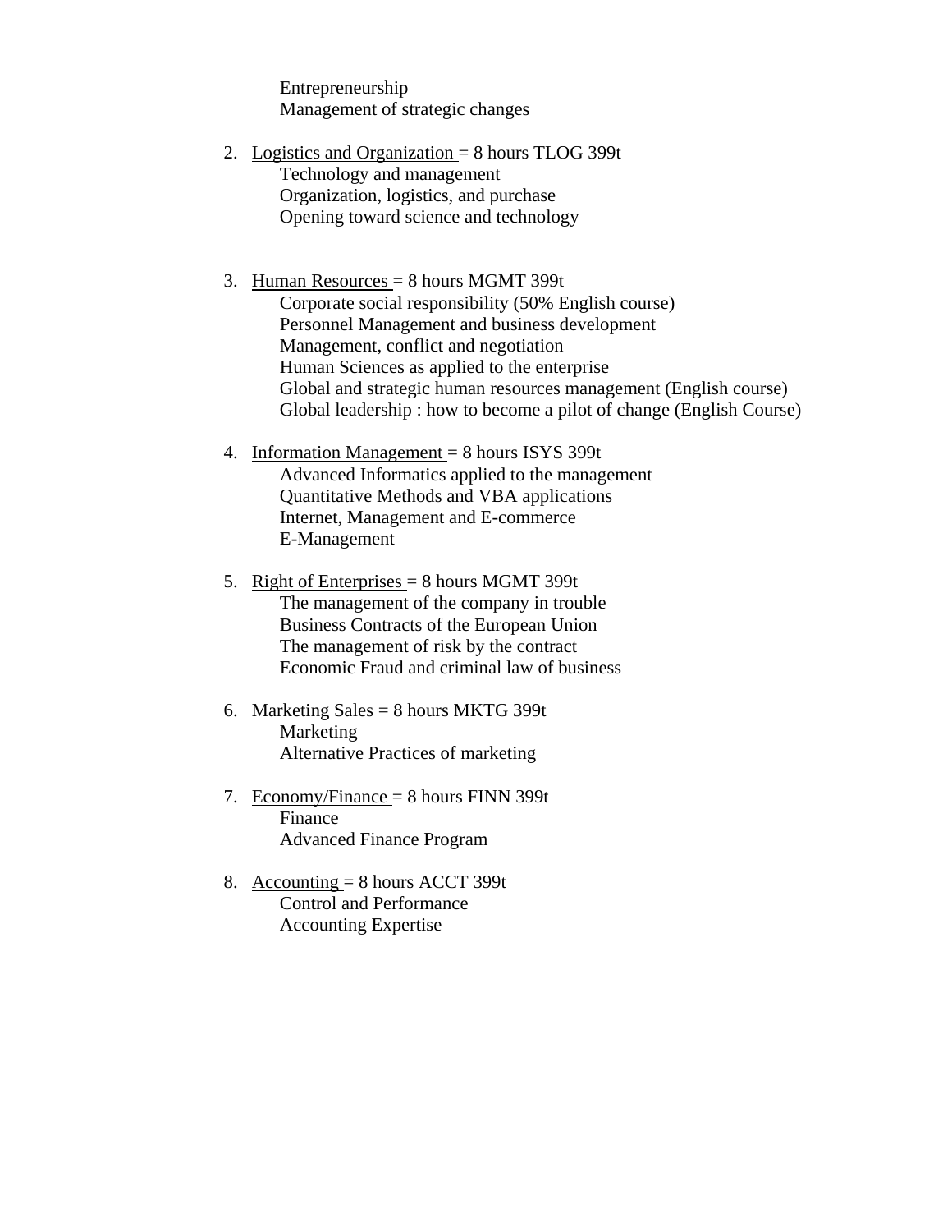Entrepreneurship
Management of strategic changes

2. <u>Logistics and Organization</u> = 8 hours TLOG 399t
   - Technology and management
   - Organization, logistics, and purchase
   - Opening toward science and technology

3. <u>Human Resources</u> = 8 hours MGMT 399t
   - Corporate social responsibility (50% English course)
   - Personnel Management and business development
   - Management, conflict and negotiation
   - Human Sciences as applied to the enterprise
   - Global and strategic human resources management (English course)
   - Global leadership : how to become a pilot of change (English Course)

4. <u>Information Management</u> = 8 hours ISYS 399t
   - Advanced Informatics applied to the management
   - Quantitative Methods and VBA applications
   - Internet, Management and E-commerce
   - E-Management

5. <u>Right of Enterprises</u> = 8 hours MGMT 399t
   - The management of the company in trouble
   - Business Contracts of the European Union
   - The management of risk by the contract
   - Economic Fraud and criminal law of business

6. <u>Marketing Sales</u> = 8 hours MKTG 399t
   - Marketing
   - Alternative Practices of marketing

7. <u>Economy/Finance</u> = 8 hours FINN 399t
   - Finance
   - Advanced Finance Program

8. <u>Accounting</u> = 8 hours ACCT 399t
   - Control and Performance
   - Accounting Expertise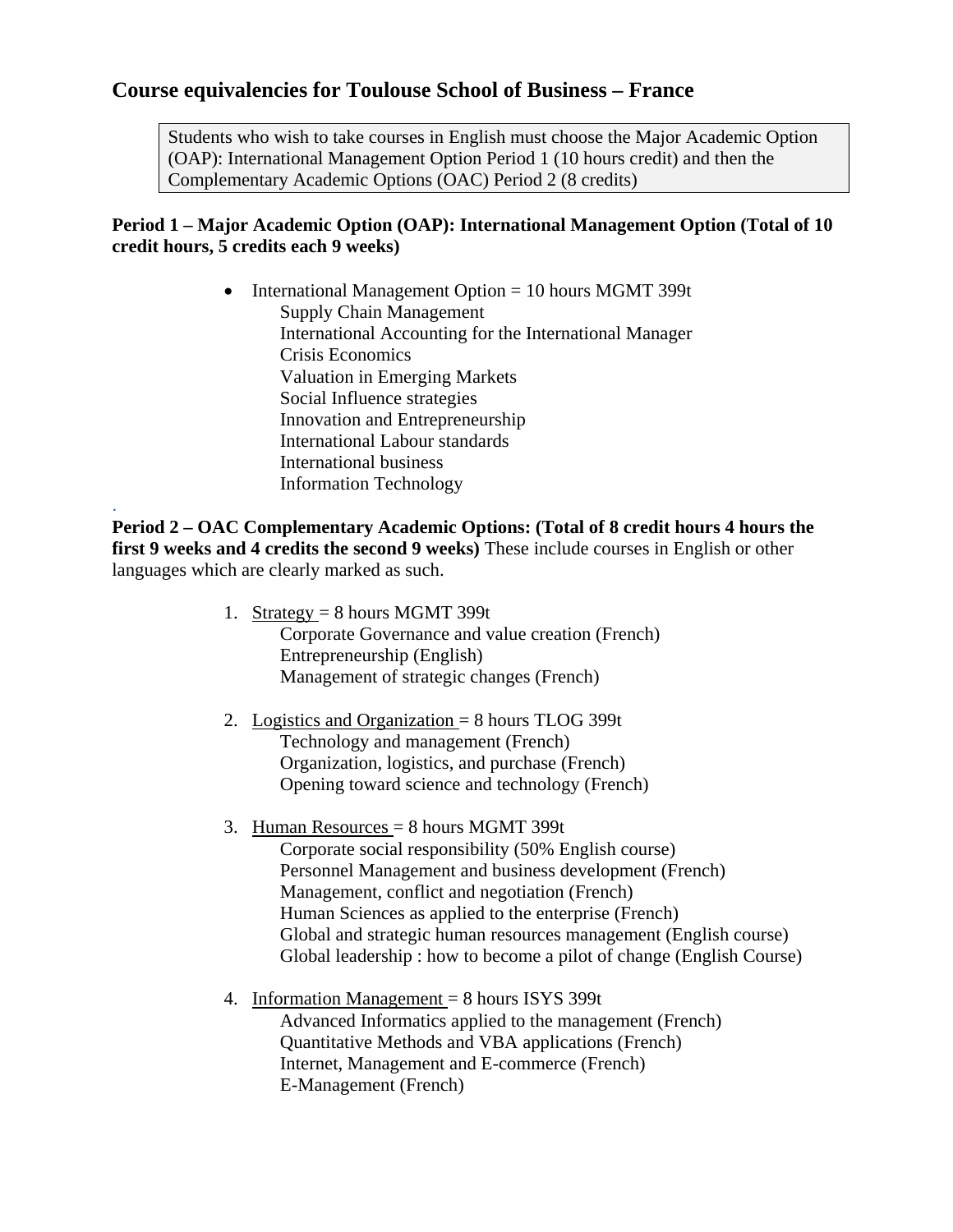## Course equivalencies for Toulouse School of Business – France

> Students who wish to take courses in English must choose the Major Academic Option (OAP): International Management Option Period 1 (10 hours credit) and then the Complementary Academic Options (OAC) Period 2 (8 credits)

**Period 1 – Major Academic Option (OAP): International Management Option (Total of 10 credit hours, 5 credits each 9 weeks)**

- International Management Option = 10 hours MGMT 399t
  - Supply Chain Management
  - International Accounting for the International Manager
  - Crisis Economics
  - Valuation in Emerging Markets
  - Social Influence strategies
  - Innovation and Entrepreneurship
  - International Labour standards
  - International business
  - Information Technology

.

**Period 2 – OAC Complementary Academic Options: (Total of 8 credit hours 4 hours the first 9 weeks and 4 credits the second 9 weeks)** These include courses in English or other languages which are clearly marked as such.

1. Strategy = 8 hours MGMT 399t
   - Corporate Governance and value creation (French)
   - Entrepreneurship (English)
   - Management of strategic changes (French)

2. Logistics and Organization = 8 hours TLOG 399t
   - Technology and management (French)
   - Organization, logistics, and purchase (French)
   - Opening toward science and technology (French)

3. Human Resources = 8 hours MGMT 399t
   - Corporate social responsibility (50% English course)
   - Personnel Management and business development (French)
   - Management, conflict and negotiation (French)
   - Human Sciences as applied to the enterprise (French)
   - Global and strategic human resources management (English course)
   - Global leadership : how to become a pilot of change (English Course)

4. Information Management = 8 hours ISYS 399t
   - Advanced Informatics applied to the management (French)
   - Quantitative Methods and VBA applications (French)
   - Internet, Management and E-commerce (French)
   - E-Management (French)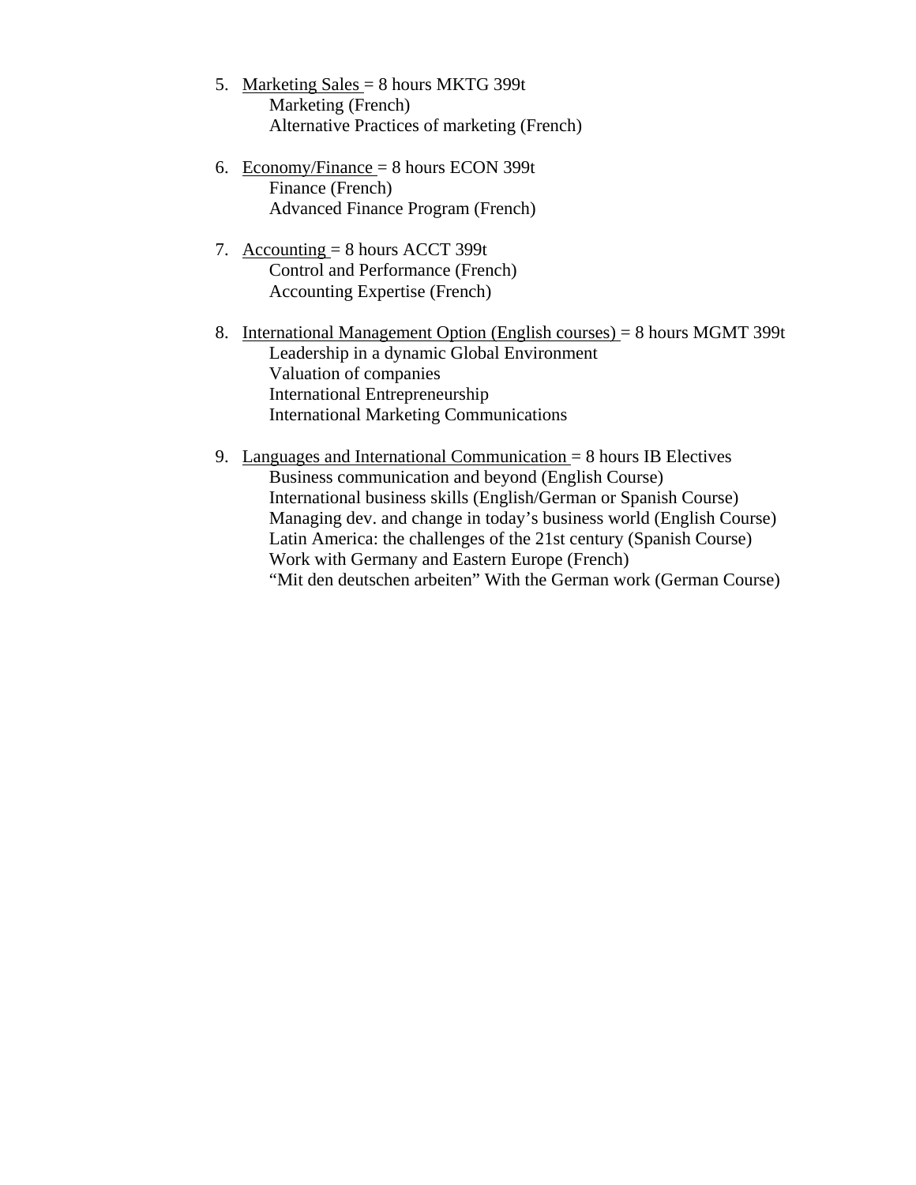5. <u>Marketing Sales</u> = 8 hours MKTG 399t
   - Marketing (French)
   - Alternative Practices of marketing (French)

6. <u>Economy/Finance</u> = 8 hours ECON 399t
   - Finance (French)
   - Advanced Finance Program (French)

7. <u>Accounting</u> = 8 hours ACCT 399t
   - Control and Performance (French)
   - Accounting Expertise (French)

8. <u>International Management Option (English courses)</u> = 8 hours MGMT 399t
   - Leadership in a dynamic Global Environment
   - Valuation of companies
   - International Entrepreneurship
   - International Marketing Communications

9. <u>Languages and International Communication</u> = 8 hours IB Electives
   - Business communication and beyond (English Course)
   - International business skills (English/German or Spanish Course)
   - Managing dev. and change in today's business world (English Course)
   - Latin America: the challenges of the 21st century (Spanish Course)
   - Work with Germany and Eastern Europe (French)
   - "Mit den deutschen arbeiten" With the German work (German Course)